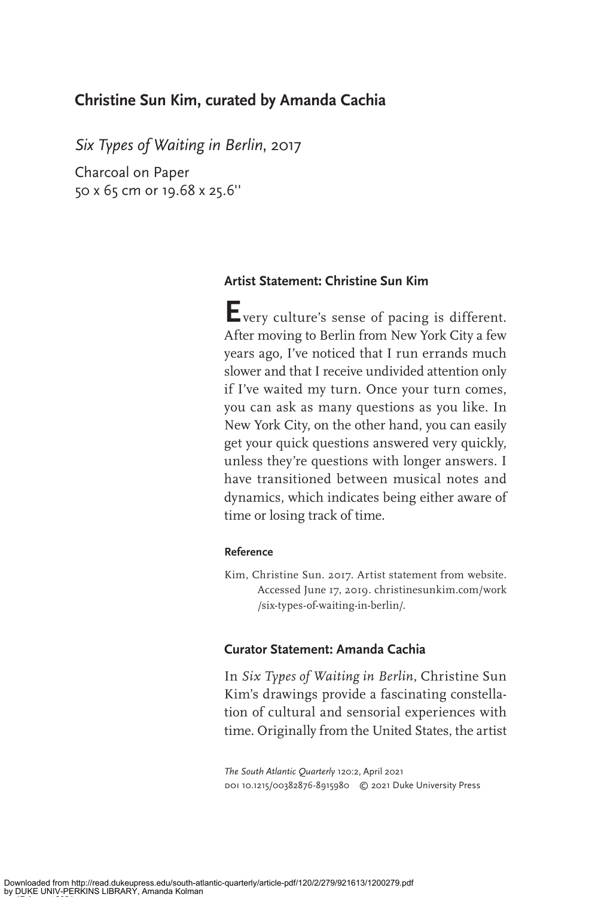## Christine Sun Kim, curated by Amanda Cachia

*Six Types of Waiting in Berlin*, 2017

Charcoal on Paper
50 x 65 cm or 19.68 x 25.6''

### Artist Statement: Christine Sun Kim

Every culture's sense of pacing is different. After moving to Berlin from New York City a few years ago, I've noticed that I run errands much slower and that I receive undivided attention only if I've waited my turn. Once your turn comes, you can ask as many questions as you like. In New York City, on the other hand, you can easily get your quick questions answered very quickly, unless they're questions with longer answers. I have transitioned between musical notes and dynamics, which indicates being either aware of time or losing track of time.

#### Reference

Kim, Christine Sun. 2017. Artist statement from website. Accessed June 17, 2019. christinesunkim.com/work/six-types-of-waiting-in-berlin/.

### Curator Statement: Amanda Cachia

In *Six Types of Waiting in Berlin*, Christine Sun Kim's drawings provide a fascinating constellation of cultural and sensorial experiences with time. Originally from the United States, the artist

*The South Atlantic Quarterly* 120:2, April 2021
DOI 10.1215/00382876-8915980 © 2021 Duke University Press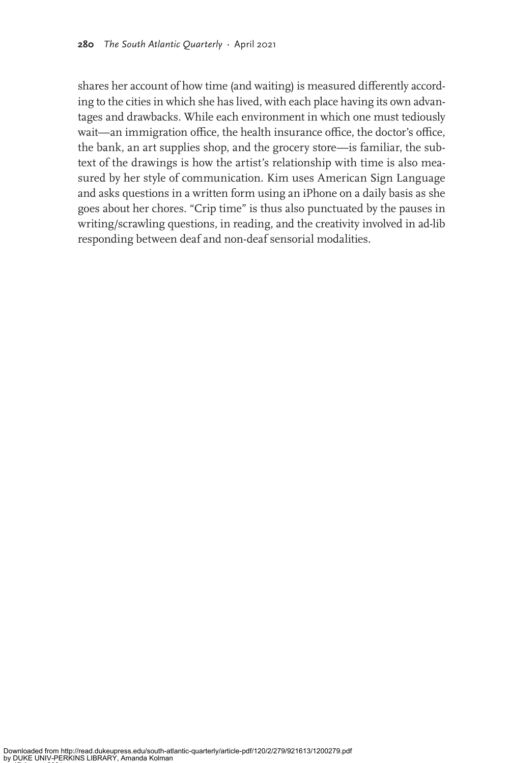shares her account of how time (and waiting) is measured differently according to the cities in which she has lived, with each place having its own advantages and drawbacks. While each environment in which one must tediously wait—an immigration office, the health insurance office, the doctor's office, the bank, an art supplies shop, and the grocery store—is familiar, the subtext of the drawings is how the artist's relationship with time is also measured by her style of communication. Kim uses American Sign Language and asks questions in a written form using an iPhone on a daily basis as she goes about her chores. "Crip time" is thus also punctuated by the pauses in writing/scrawling questions, in reading, and the creativity involved in ad-lib responding between deaf and non-deaf sensorial modalities.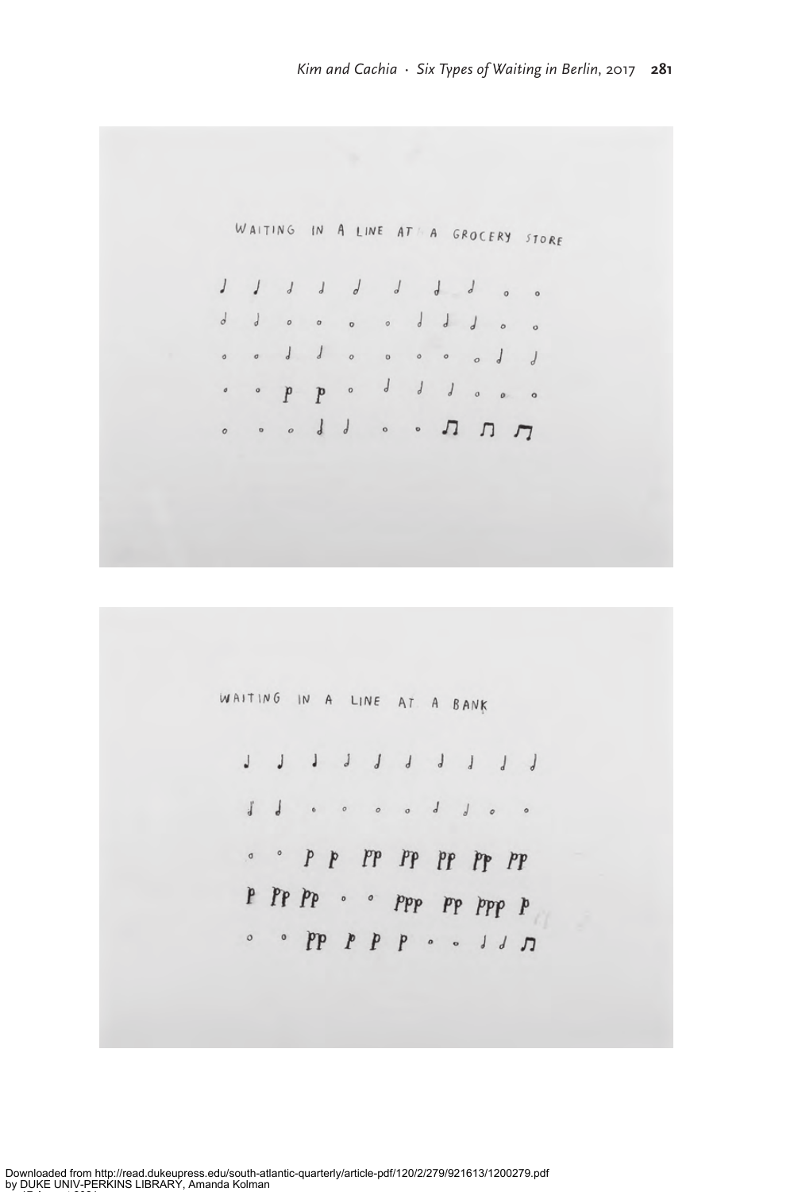WAITING IN A LINE AT A GROCERY STORE

WAITING IN A LINE AT A BANK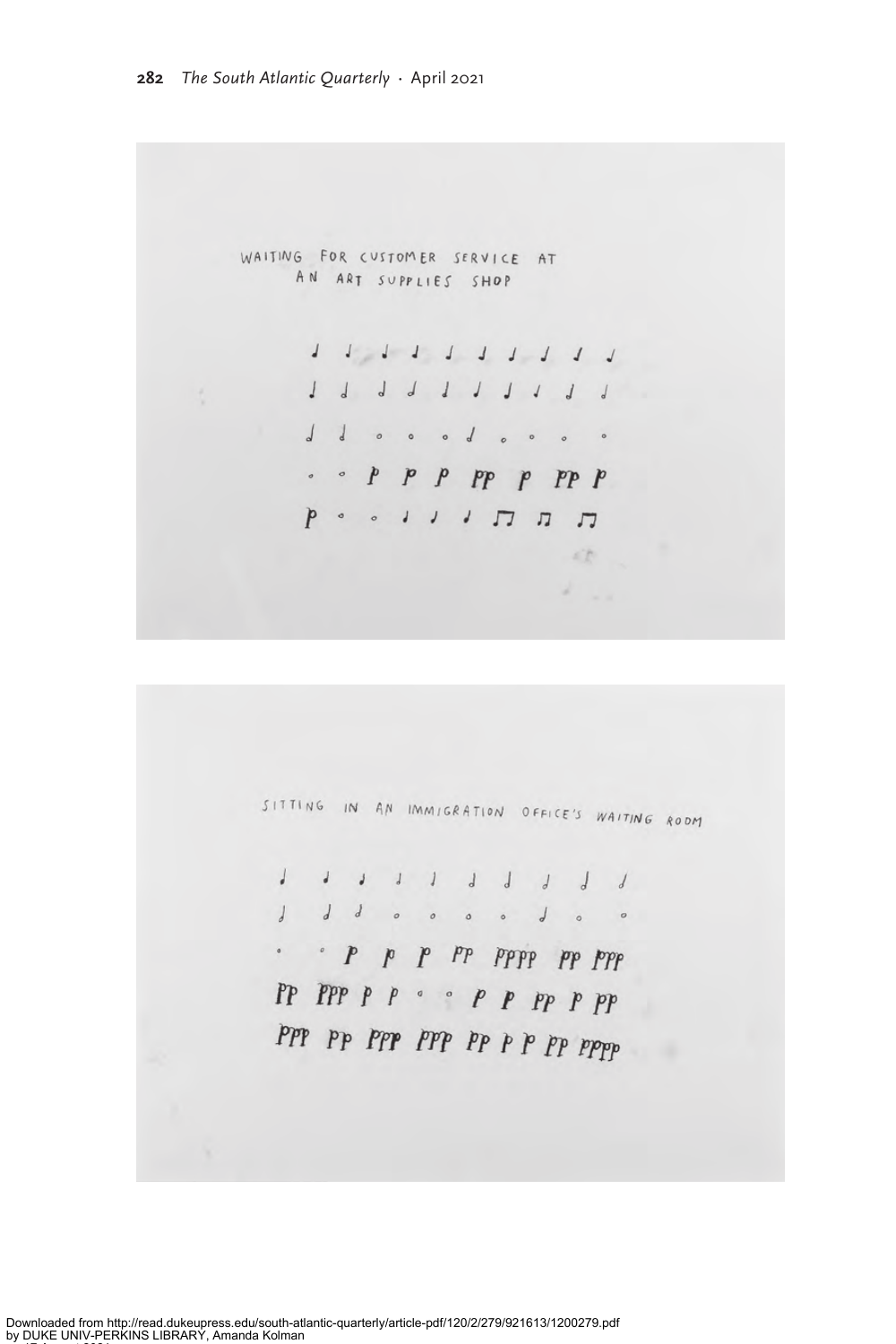WAITING FOR CUSTOMER SERVICE AT AN ART SUPPLIES SHOP

SITTING IN AN IMMIGRATION OFFICE'S WAITING ROOM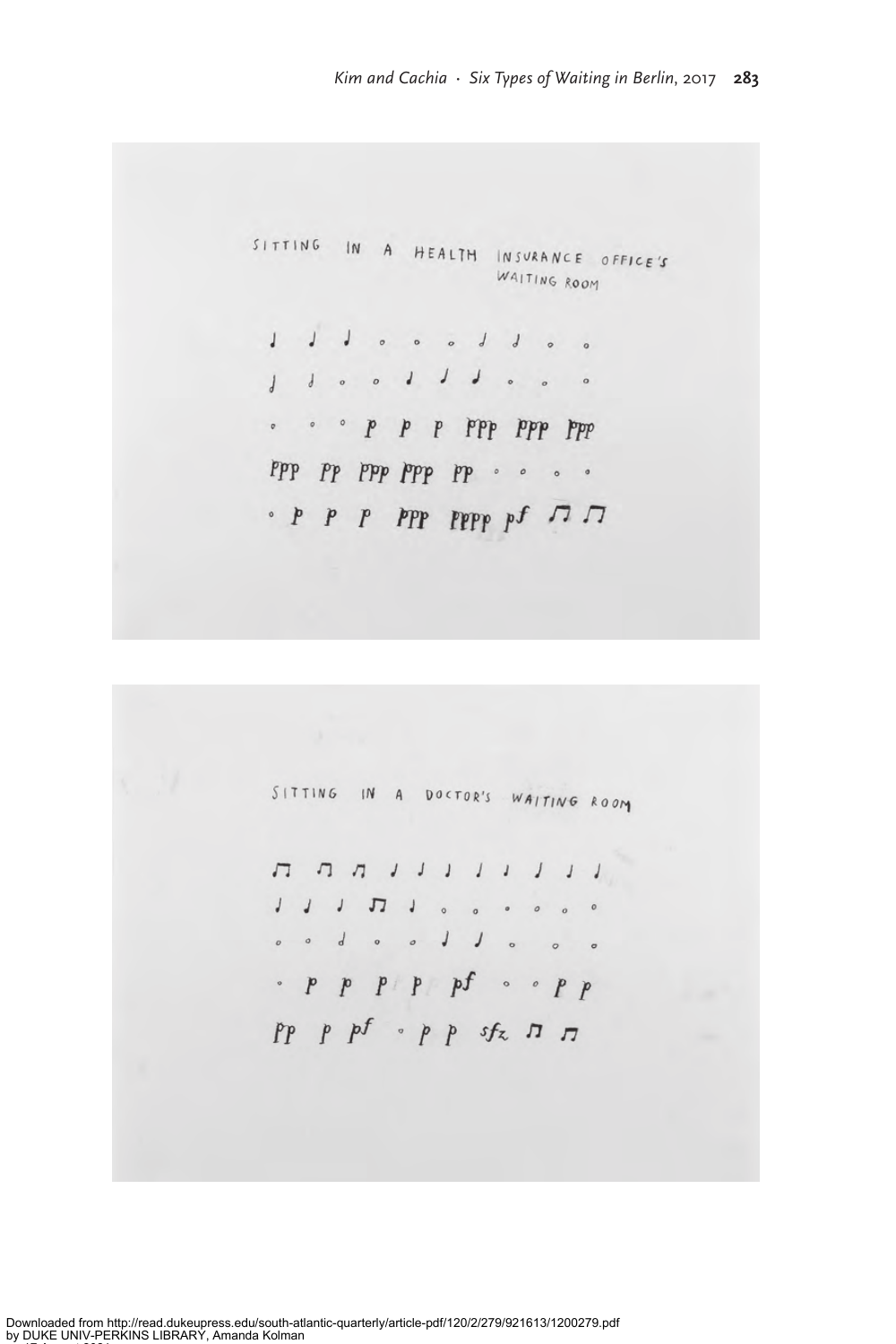SITTING IN A HEALTH INSURANCE OFFICE'S WAITING ROOM

SITTING IN A DOCTOR'S WAITING ROOM